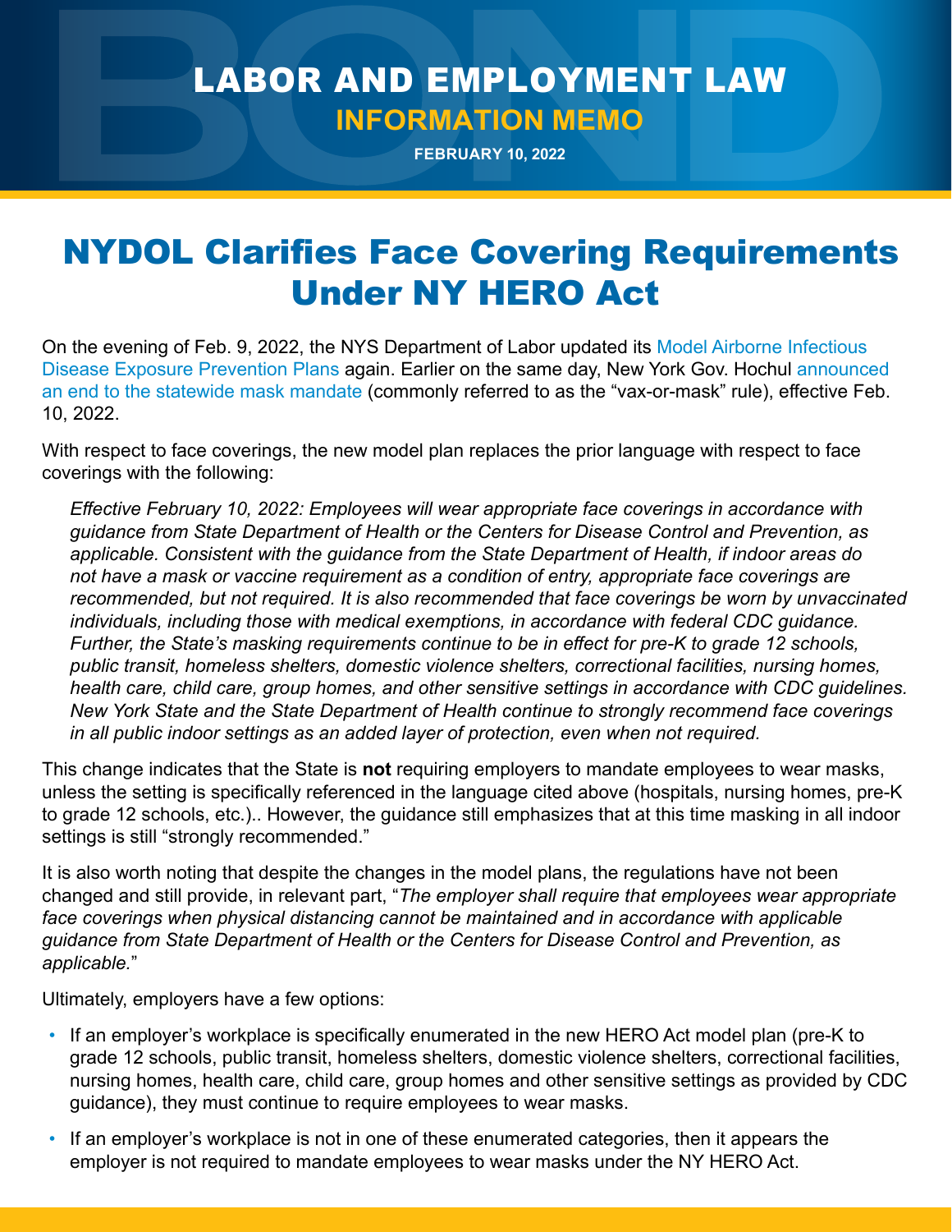# LABOR AND EMPLOYMENT LAW

## INFORMATION MEMO

**FEBRUARY 10, 2022**

# NYDOL Clarifies Face Covering Requirements Under NY HERO Act

On the evening of Feb. 9, 2022, the NYS Department of Labor updated its Model Airborne Infectious Disease Exposure Prevention Plans again. Earlier on the same day, New York Gov. Hochul announced an end to the statewide mask mandate (commonly referred to as the "vax-or-mask" rule), effective Feb. 10, 2022.

With respect to face coverings, the new model plan replaces the prior language with respect to face coverings with the following:

> *Effective February 10, 2022: Employees will wear appropriate face coverings in accordance with guidance from State Department of Health or the Centers for Disease Control and Prevention, as applicable. Consistent with the guidance from the State Department of Health, if indoor areas do not have a mask or vaccine requirement as a condition of entry, appropriate face coverings are recommended, but not required. It is also recommended that face coverings be worn by unvaccinated individuals, including those with medical exemptions, in accordance with federal CDC guidance. Further, the State's masking requirements continue to be in effect for pre-K to grade 12 schools, public transit, homeless shelters, domestic violence shelters, correctional facilities, nursing homes, health care, child care, group homes, and other sensitive settings in accordance with CDC guidelines. New York State and the State Department of Health continue to strongly recommend face coverings in all public indoor settings as an added layer of protection, even when not required.*

This change indicates that the State is **not** requiring employers to mandate employees to wear masks, unless the setting is specifically referenced in the language cited above (hospitals, nursing homes, pre-K to grade 12 schools, etc.).. However, the guidance still emphasizes that at this time masking in all indoor settings is still "strongly recommended."

It is also worth noting that despite the changes in the model plans, the regulations have not been changed and still provide, in relevant part, "*The employer shall require that employees wear appropriate face coverings when physical distancing cannot be maintained and in accordance with applicable guidance from State Department of Health or the Centers for Disease Control and Prevention, as applicable.*"

Ultimately, employers have a few options:

- If an employer's workplace is specifically enumerated in the new HERO Act model plan (pre-K to grade 12 schools, public transit, homeless shelters, domestic violence shelters, correctional facilities, nursing homes, health care, child care, group homes and other sensitive settings as provided by CDC guidance), they must continue to require employees to wear masks.
- If an employer's workplace is not in one of these enumerated categories, then it appears the employer is not required to mandate employees to wear masks under the NY HERO Act.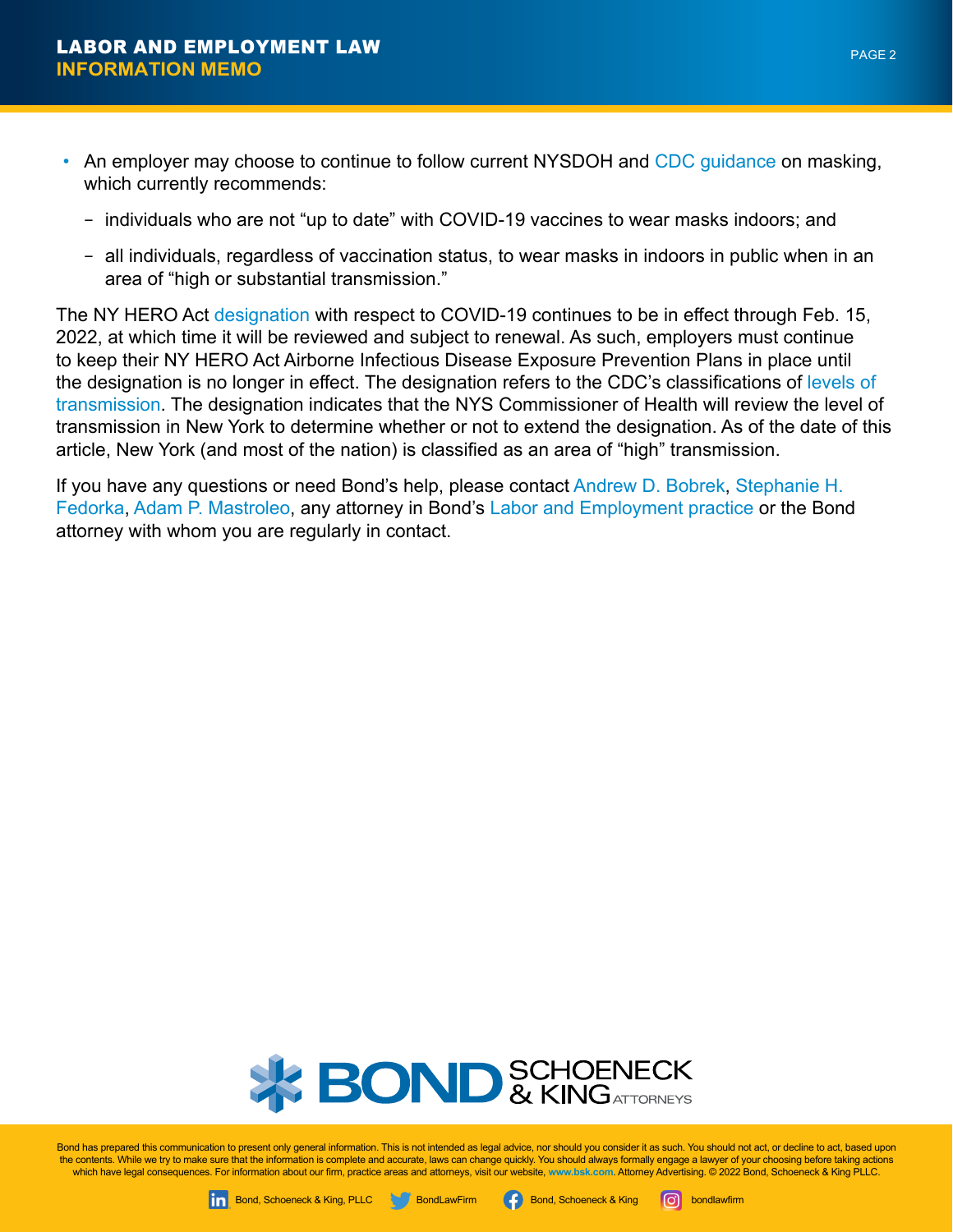- An employer may choose to continue to follow current NYSDOH and CDC guidance on masking, which currently recommends:
  - individuals who are not "up to date" with COVID-19 vaccines to wear masks indoors; and
  - all individuals, regardless of vaccination status, to wear masks in indoors in public when in an area of "high or substantial transmission."

The NY HERO Act designation with respect to COVID-19 continues to be in effect through Feb. 15, 2022, at which time it will be reviewed and subject to renewal. As such, employers must continue to keep their NY HERO Act Airborne Infectious Disease Exposure Prevention Plans in place until the designation is no longer in effect. The designation refers to the CDC's classifications of levels of transmission. The designation indicates that the NYS Commissioner of Health will review the level of transmission in New York to determine whether or not to extend the designation. As of the date of this article, New York (and most of the nation) is classified as an area of "high" transmission.

If you have any questions or need Bond's help, please contact Andrew D. Bobrek, Stephanie H. Fedorka, Adam P. Mastroleo, any attorney in Bond's Labor and Employment practice or the Bond attorney with whom you are regularly in contact.

BOND SCHOENECK & KING ATTORNEYS

Bond has prepared this communication to present only general information. This is not intended as legal advice, nor should you consider it as such. You should not act, or decline to act, based upon the contents. While we try to make sure that the information is complete and accurate, laws can change quickly. You should always formally engage a lawyer of your choosing before taking actions which have legal consequences. For information about our firm, practice areas and attorneys, visit our website, www.bsk.com. Attorney Advertising. © 2022 Bond, Schoeneck & King PLLC.

Bond, Schoeneck & King, PLLC | BondLawFirm | Bond, Schoeneck & King | bondlawfirm